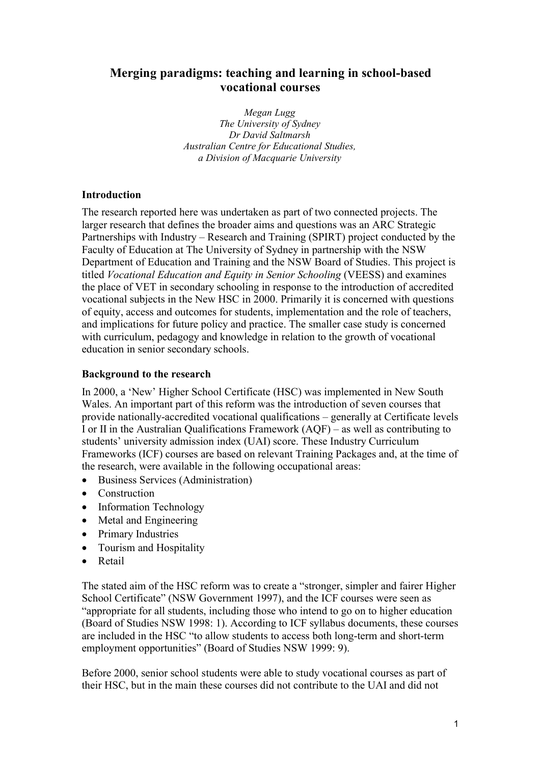# Merging paradigms: teaching and learning in school-based vocational courses

*Megan Lugg*
*The University of Sydney*
*Dr David Saltmarsh*
*Australian Centre for Educational Studies,*
*a Division of Macquarie University*

## Introduction

The research reported here was undertaken as part of two connected projects. The larger research that defines the broader aims and questions was an ARC Strategic Partnerships with Industry – Research and Training (SPIRT) project conducted by the Faculty of Education at The University of Sydney in partnership with the NSW Department of Education and Training and the NSW Board of Studies. This project is titled *Vocational Education and Equity in Senior Schooling* (VEESS) and examines the place of VET in secondary schooling in response to the introduction of accredited vocational subjects in the New HSC in 2000. Primarily it is concerned with questions of equity, access and outcomes for students, implementation and the role of teachers, and implications for future policy and practice. The smaller case study is concerned with curriculum, pedagogy and knowledge in relation to the growth of vocational education in senior secondary schools.

## Background to the research

In 2000, a 'New' Higher School Certificate (HSC) was implemented in New South Wales. An important part of this reform was the introduction of seven courses that provide nationally-accredited vocational qualifications – generally at Certificate levels I or II in the Australian Qualifications Framework (AQF) – as well as contributing to students' university admission index (UAI) score. These Industry Curriculum Frameworks (ICF) courses are based on relevant Training Packages and, at the time of the research, were available in the following occupational areas:

- Business Services (Administration)
- Construction
- Information Technology
- Metal and Engineering
- Primary Industries
- Tourism and Hospitality
- Retail

The stated aim of the HSC reform was to create a "stronger, simpler and fairer Higher School Certificate" (NSW Government 1997), and the ICF courses were seen as "appropriate for all students, including those who intend to go on to higher education (Board of Studies NSW 1998: 1). According to ICF syllabus documents, these courses are included in the HSC "to allow students to access both long-term and short-term employment opportunities" (Board of Studies NSW 1999: 9).

Before 2000, senior school students were able to study vocational courses as part of their HSC, but in the main these courses did not contribute to the UAI and did not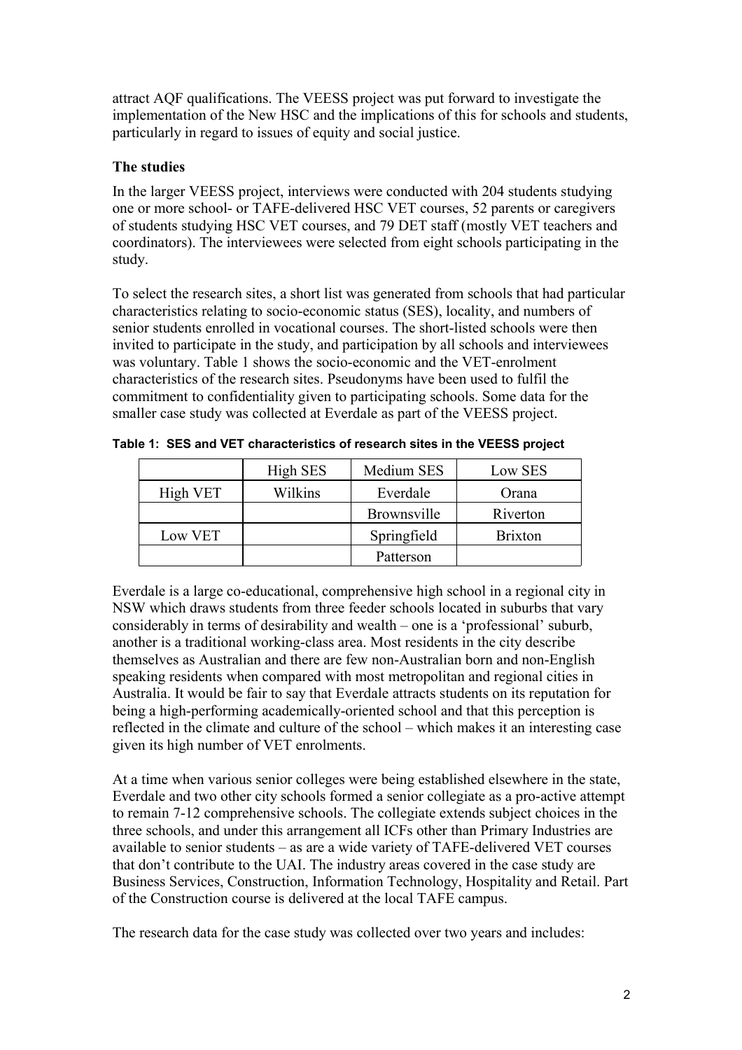attract AQF qualifications. The VEESS project was put forward to investigate the implementation of the New HSC and the implications of this for schools and students, particularly in regard to issues of equity and social justice.

## The studies

In the larger VEESS project, interviews were conducted with 204 students studying one or more school- or TAFE-delivered HSC VET courses, 52 parents or caregivers of students studying HSC VET courses, and 79 DET staff (mostly VET teachers and coordinators). The interviewees were selected from eight schools participating in the study.

To select the research sites, a short list was generated from schools that had particular characteristics relating to socio-economic status (SES), locality, and numbers of senior students enrolled in vocational courses. The short-listed schools were then invited to participate in the study, and participation by all schools and interviewees was voluntary. Table 1 shows the socio-economic and the VET-enrolment characteristics of the research sites. Pseudonyms have been used to fulfil the commitment to confidentiality given to participating schools. Some data for the smaller case study was collected at Everdale as part of the VEESS project.

**Table 1: SES and VET characteristics of research sites in the VEESS project**

| | High SES | Medium SES | Low SES |
|---|---|---|---|
| High VET | Wilkins | Everdale | Orana |
| | | Brownsville | Riverton |
| Low VET | | Springfield | Brixton |
| | | Patterson | |

Everdale is a large co-educational, comprehensive high school in a regional city in NSW which draws students from three feeder schools located in suburbs that vary considerably in terms of desirability and wealth – one is a 'professional' suburb, another is a traditional working-class area. Most residents in the city describe themselves as Australian and there are few non-Australian born and non-English speaking residents when compared with most metropolitan and regional cities in Australia. It would be fair to say that Everdale attracts students on its reputation for being a high-performing academically-oriented school and that this perception is reflected in the climate and culture of the school – which makes it an interesting case given its high number of VET enrolments.

At a time when various senior colleges were being established elsewhere in the state, Everdale and two other city schools formed a senior collegiate as a pro-active attempt to remain 7-12 comprehensive schools. The collegiate extends subject choices in the three schools, and under this arrangement all ICFs other than Primary Industries are available to senior students – as are a wide variety of TAFE-delivered VET courses that don't contribute to the UAI. The industry areas covered in the case study are Business Services, Construction, Information Technology, Hospitality and Retail. Part of the Construction course is delivered at the local TAFE campus.

The research data for the case study was collected over two years and includes: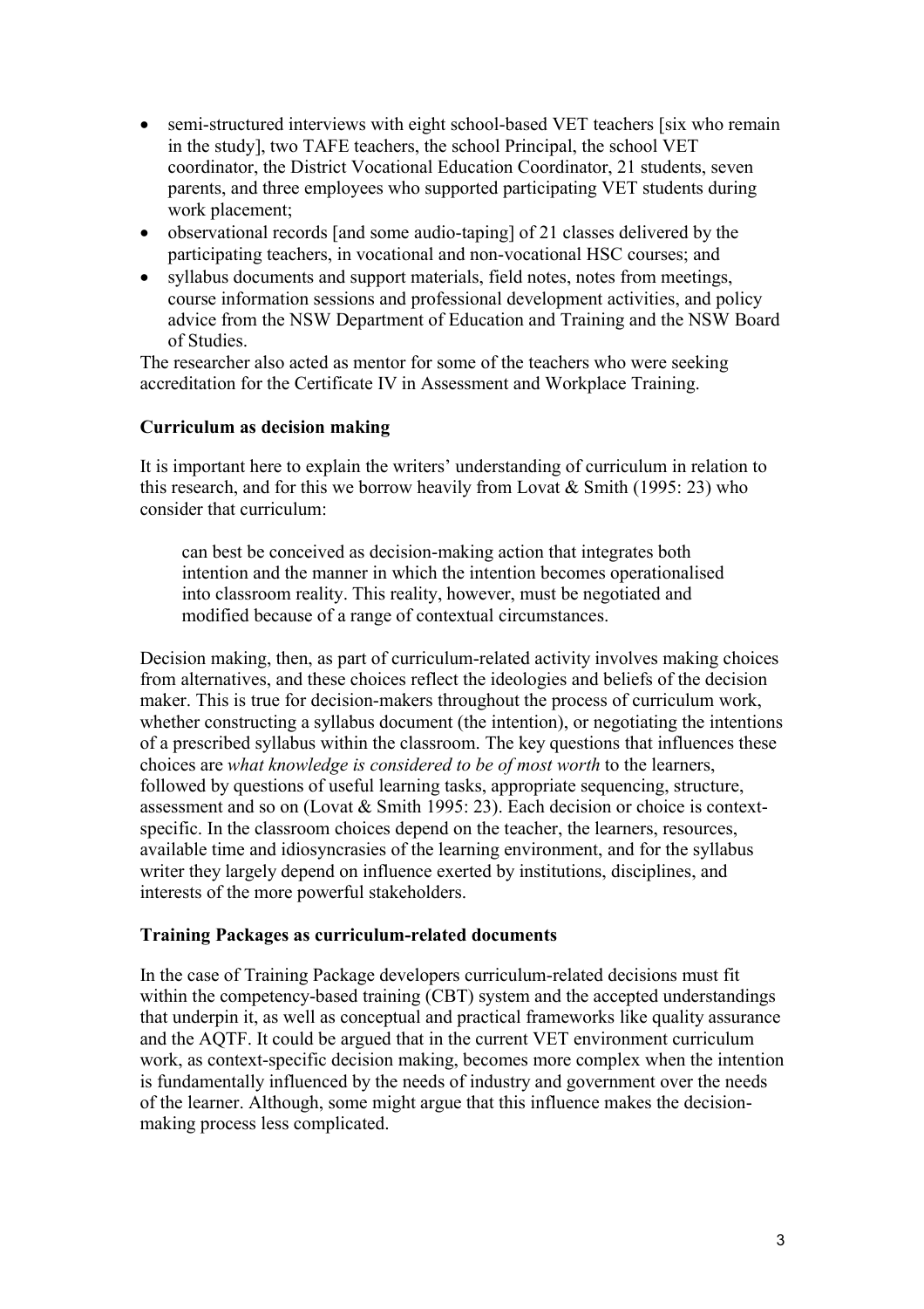- semi-structured interviews with eight school-based VET teachers [six who remain in the study], two TAFE teachers, the school Principal, the school VET coordinator, the District Vocational Education Coordinator, 21 students, seven parents, and three employees who supported participating VET students during work placement;
- observational records [and some audio-taping] of 21 classes delivered by the participating teachers, in vocational and non-vocational HSC courses; and
- syllabus documents and support materials, field notes, notes from meetings, course information sessions and professional development activities, and policy advice from the NSW Department of Education and Training and the NSW Board of Studies.

The researcher also acted as mentor for some of the teachers who were seeking accreditation for the Certificate IV in Assessment and Workplace Training.

**Curriculum as decision making**

It is important here to explain the writers' understanding of curriculum in relation to this research, and for this we borrow heavily from Lovat & Smith (1995: 23) who consider that curriculum:

> can best be conceived as decision-making action that integrates both intention and the manner in which the intention becomes operationalised into classroom reality. This reality, however, must be negotiated and modified because of a range of contextual circumstances.

Decision making, then, as part of curriculum-related activity involves making choices from alternatives, and these choices reflect the ideologies and beliefs of the decision maker. This is true for decision-makers throughout the process of curriculum work, whether constructing a syllabus document (the intention), or negotiating the intentions of a prescribed syllabus within the classroom. The key questions that influences these choices are *what knowledge is considered to be of most worth* to the learners, followed by questions of useful learning tasks, appropriate sequencing, structure, assessment and so on (Lovat & Smith 1995: 23). Each decision or choice is context-specific. In the classroom choices depend on the teacher, the learners, resources, available time and idiosyncrasies of the learning environment, and for the syllabus writer they largely depend on influence exerted by institutions, disciplines, and interests of the more powerful stakeholders.

**Training Packages as curriculum-related documents**

In the case of Training Package developers curriculum-related decisions must fit within the competency-based training (CBT) system and the accepted understandings that underpin it, as well as conceptual and practical frameworks like quality assurance and the AQTF. It could be argued that in the current VET environment curriculum work, as context-specific decision making, becomes more complex when the intention is fundamentally influenced by the needs of industry and government over the needs of the learner. Although, some might argue that this influence makes the decision-making process less complicated.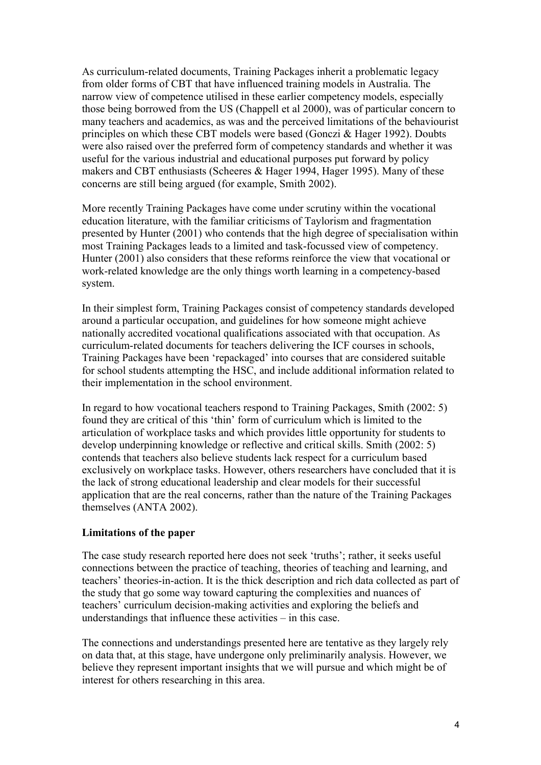As curriculum-related documents, Training Packages inherit a problematic legacy from older forms of CBT that have influenced training models in Australia. The narrow view of competence utilised in these earlier competency models, especially those being borrowed from the US (Chappell et al 2000), was of particular concern to many teachers and academics, as was and the perceived limitations of the behaviourist principles on which these CBT models were based (Gonczi & Hager 1992). Doubts were also raised over the preferred form of competency standards and whether it was useful for the various industrial and educational purposes put forward by policy makers and CBT enthusiasts (Scheeres & Hager 1994, Hager 1995). Many of these concerns are still being argued (for example, Smith 2002).

More recently Training Packages have come under scrutiny within the vocational education literature, with the familiar criticisms of Taylorism and fragmentation presented by Hunter (2001) who contends that the high degree of specialisation within most Training Packages leads to a limited and task-focussed view of competency. Hunter (2001) also considers that these reforms reinforce the view that vocational or work-related knowledge are the only things worth learning in a competency-based system.

In their simplest form, Training Packages consist of competency standards developed around a particular occupation, and guidelines for how someone might achieve nationally accredited vocational qualifications associated with that occupation. As curriculum-related documents for teachers delivering the ICF courses in schools, Training Packages have been 'repackaged' into courses that are considered suitable for school students attempting the HSC, and include additional information related to their implementation in the school environment.

In regard to how vocational teachers respond to Training Packages, Smith (2002: 5) found they are critical of this 'thin' form of curriculum which is limited to the articulation of workplace tasks and which provides little opportunity for students to develop underpinning knowledge or reflective and critical skills. Smith (2002: 5) contends that teachers also believe students lack respect for a curriculum based exclusively on workplace tasks. However, others researchers have concluded that it is the lack of strong educational leadership and clear models for their successful application that are the real concerns, rather than the nature of the Training Packages themselves (ANTA 2002).

### Limitations of the paper

The case study research reported here does not seek 'truths'; rather, it seeks useful connections between the practice of teaching, theories of teaching and learning, and teachers' theories-in-action. It is the thick description and rich data collected as part of the study that go some way toward capturing the complexities and nuances of teachers' curriculum decision-making activities and exploring the beliefs and understandings that influence these activities – in this case.

The connections and understandings presented here are tentative as they largely rely on data that, at this stage, have undergone only preliminarily analysis. However, we believe they represent important insights that we will pursue and which might be of interest for others researching in this area.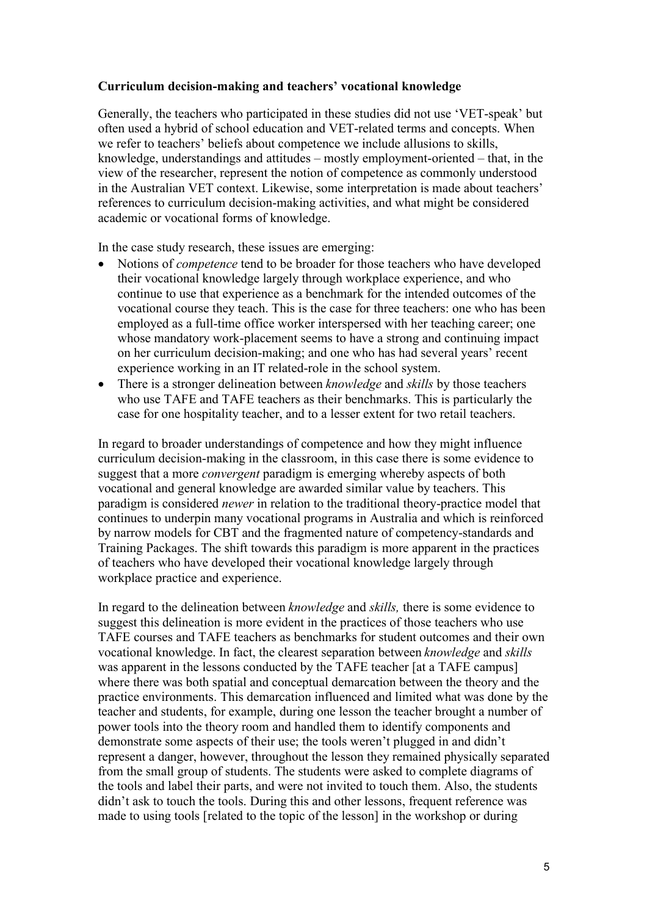**Curriculum decision-making and teachers' vocational knowledge**

Generally, the teachers who participated in these studies did not use 'VET-speak' but often used a hybrid of school education and VET-related terms and concepts. When we refer to teachers' beliefs about competence we include allusions to skills, knowledge, understandings and attitudes – mostly employment-oriented – that, in the view of the researcher, represent the notion of competence as commonly understood in the Australian VET context. Likewise, some interpretation is made about teachers' references to curriculum decision-making activities, and what might be considered academic or vocational forms of knowledge.

In the case study research, these issues are emerging:

- Notions of *competence* tend to be broader for those teachers who have developed their vocational knowledge largely through workplace experience, and who continue to use that experience as a benchmark for the intended outcomes of the vocational course they teach. This is the case for three teachers: one who has been employed as a full-time office worker interspersed with her teaching career; one whose mandatory work-placement seems to have a strong and continuing impact on her curriculum decision-making; and one who has had several years' recent experience working in an IT related-role in the school system.
- There is a stronger delineation between *knowledge* and *skills* by those teachers who use TAFE and TAFE teachers as their benchmarks. This is particularly the case for one hospitality teacher, and to a lesser extent for two retail teachers.

In regard to broader understandings of competence and how they might influence curriculum decision-making in the classroom, in this case there is some evidence to suggest that a more *convergent* paradigm is emerging whereby aspects of both vocational and general knowledge are awarded similar value by teachers. This paradigm is considered *newer* in relation to the traditional theory-practice model that continues to underpin many vocational programs in Australia and which is reinforced by narrow models for CBT and the fragmented nature of competency-standards and Training Packages. The shift towards this paradigm is more apparent in the practices of teachers who have developed their vocational knowledge largely through workplace practice and experience.

In regard to the delineation between *knowledge* and *skills,* there is some evidence to suggest this delineation is more evident in the practices of those teachers who use TAFE courses and TAFE teachers as benchmarks for student outcomes and their own vocational knowledge. In fact, the clearest separation between *knowledge* and *skills* was apparent in the lessons conducted by the TAFE teacher [at a TAFE campus] where there was both spatial and conceptual demarcation between the theory and the practice environments. This demarcation influenced and limited what was done by the teacher and students, for example, during one lesson the teacher brought a number of power tools into the theory room and handled them to identify components and demonstrate some aspects of their use; the tools weren't plugged in and didn't represent a danger, however, throughout the lesson they remained physically separated from the small group of students. The students were asked to complete diagrams of the tools and label their parts, and were not invited to touch them. Also, the students didn't ask to touch the tools. During this and other lessons, frequent reference was made to using tools [related to the topic of the lesson] in the workshop or during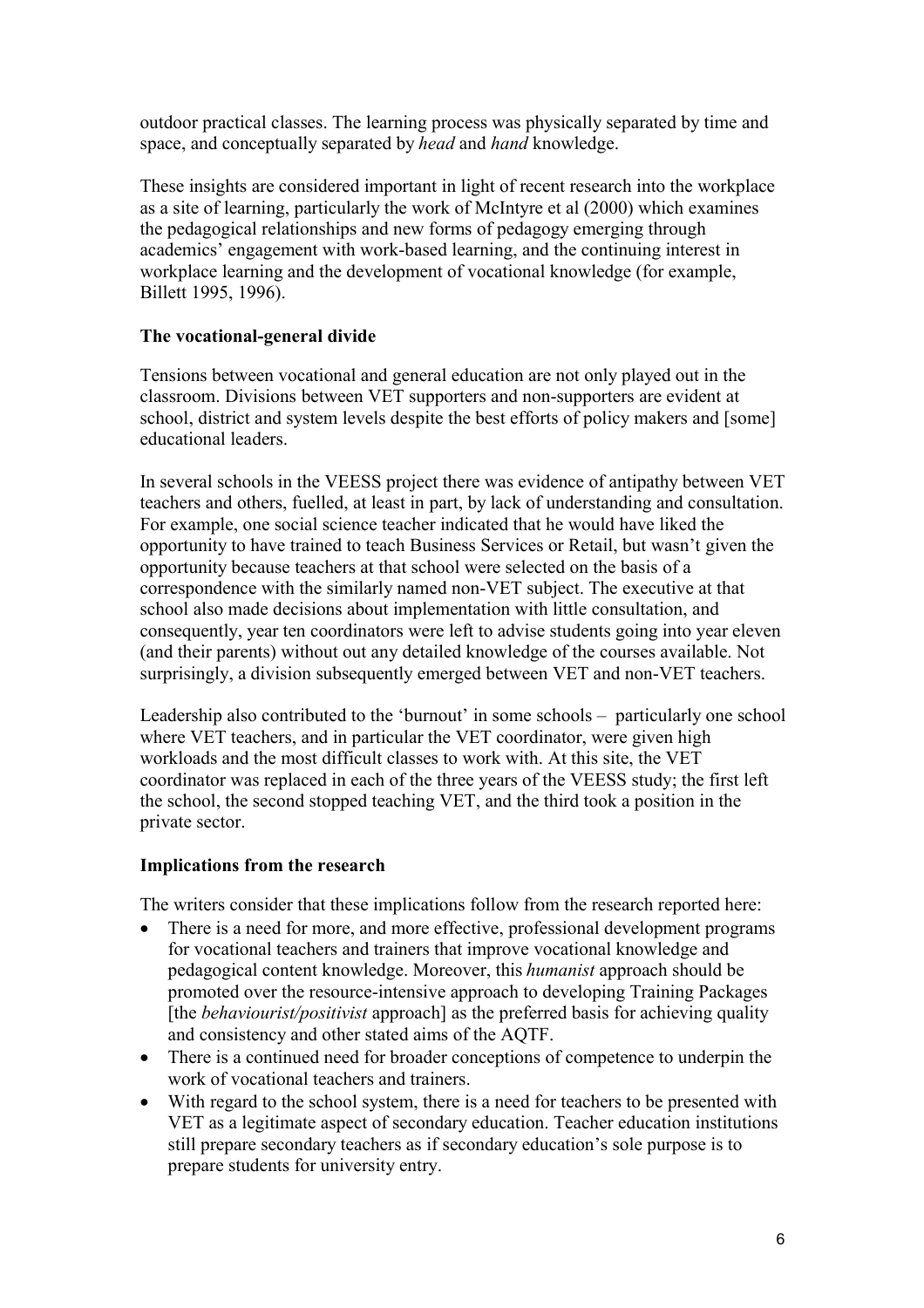outdoor practical classes. The learning process was physically separated by time and space, and conceptually separated by *head* and *hand* knowledge.

These insights are considered important in light of recent research into the workplace as a site of learning, particularly the work of McIntyre et al (2000) which examines the pedagogical relationships and new forms of pedagogy emerging through academics' engagement with work-based learning, and the continuing interest in workplace learning and the development of vocational knowledge (for example, Billett 1995, 1996).

**The vocational-general divide**

Tensions between vocational and general education are not only played out in the classroom. Divisions between VET supporters and non-supporters are evident at school, district and system levels despite the best efforts of policy makers and [some] educational leaders.

In several schools in the VEESS project there was evidence of antipathy between VET teachers and others, fuelled, at least in part, by lack of understanding and consultation. For example, one social science teacher indicated that he would have liked the opportunity to have trained to teach Business Services or Retail, but wasn't given the opportunity because teachers at that school were selected on the basis of a correspondence with the similarly named non-VET subject. The executive at that school also made decisions about implementation with little consultation, and consequently, year ten coordinators were left to advise students going into year eleven (and their parents) without out any detailed knowledge of the courses available. Not surprisingly, a division subsequently emerged between VET and non-VET teachers.

Leadership also contributed to the 'burnout' in some schools – particularly one school where VET teachers, and in particular the VET coordinator, were given high workloads and the most difficult classes to work with. At this site, the VET coordinator was replaced in each of the three years of the VEESS study; the first left the school, the second stopped teaching VET, and the third took a position in the private sector.

**Implications from the research**

The writers consider that these implications follow from the research reported here:

- There is a need for more, and more effective, professional development programs for vocational teachers and trainers that improve vocational knowledge and pedagogical content knowledge. Moreover, this *humanist* approach should be promoted over the resource-intensive approach to developing Training Packages [the *behaviourist/positivist* approach] as the preferred basis for achieving quality and consistency and other stated aims of the AQTF.
- There is a continued need for broader conceptions of competence to underpin the work of vocational teachers and trainers.
- With regard to the school system, there is a need for teachers to be presented with VET as a legitimate aspect of secondary education. Teacher education institutions still prepare secondary teachers as if secondary education's sole purpose is to prepare students for university entry.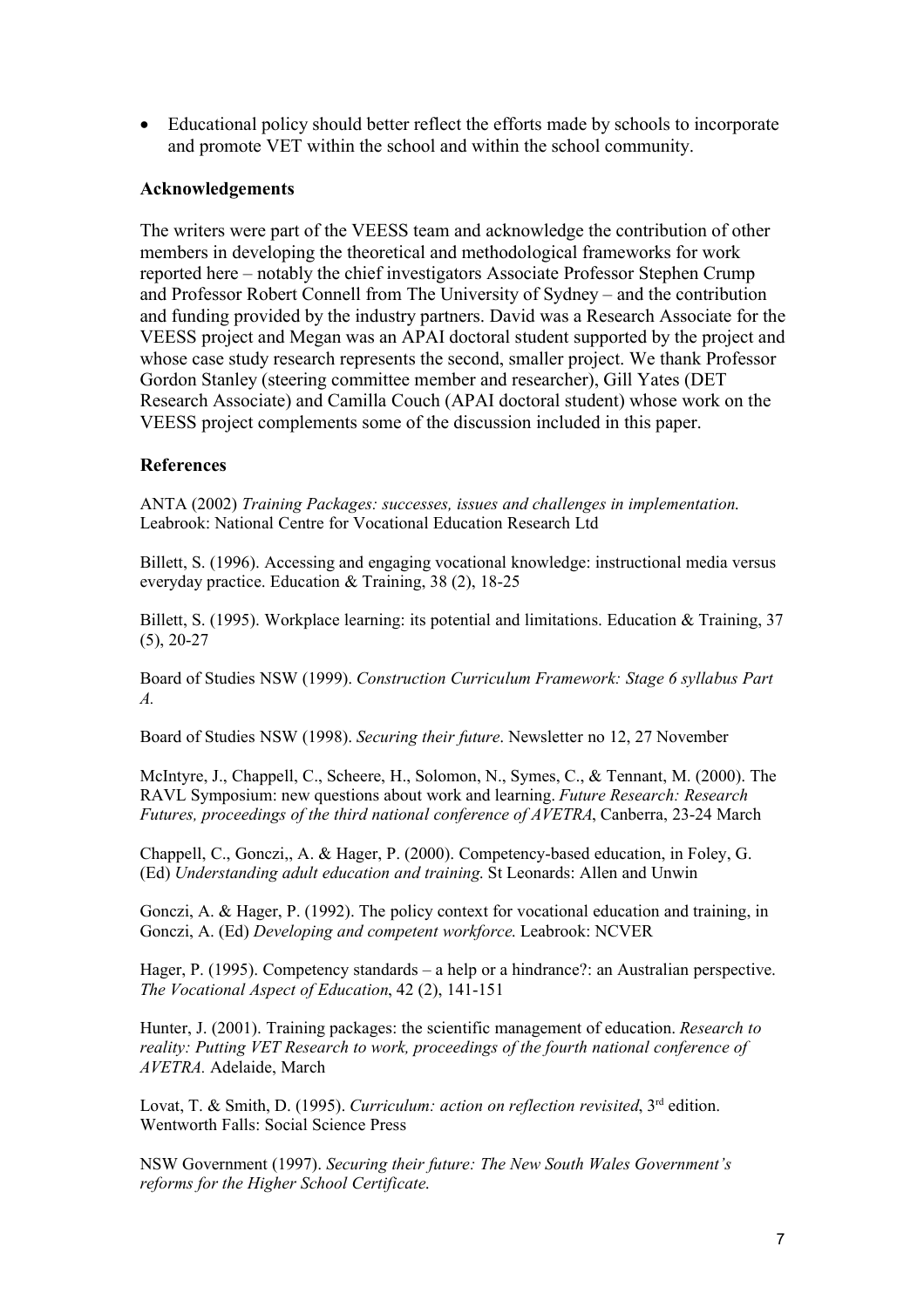- Educational policy should better reflect the efforts made by schools to incorporate and promote VET within the school and within the school community.

## Acknowledgements

The writers were part of the VEESS team and acknowledge the contribution of other members in developing the theoretical and methodological frameworks for work reported here – notably the chief investigators Associate Professor Stephen Crump and Professor Robert Connell from The University of Sydney – and the contribution and funding provided by the industry partners. David was a Research Associate for the VEESS project and Megan was an APAI doctoral student supported by the project and whose case study research represents the second, smaller project. We thank Professor Gordon Stanley (steering committee member and researcher), Gill Yates (DET Research Associate) and Camilla Couch (APAI doctoral student) whose work on the VEESS project complements some of the discussion included in this paper.

## References

ANTA (2002) *Training Packages: successes, issues and challenges in implementation.* Leabrook: National Centre for Vocational Education Research Ltd

Billett, S. (1996). Accessing and engaging vocational knowledge: instructional media versus everyday practice. Education & Training, 38 (2), 18-25

Billett, S. (1995). Workplace learning: its potential and limitations. Education & Training, 37 (5), 20-27

Board of Studies NSW (1999). *Construction Curriculum Framework: Stage 6 syllabus Part A.*

Board of Studies NSW (1998). *Securing their future*. Newsletter no 12, 27 November

McIntyre, J., Chappell, C., Scheere, H., Solomon, N., Symes, C., & Tennant, M. (2000). The RAVL Symposium: new questions about work and learning. *Future Research: Research Futures, proceedings of the third national conference of AVETRA*, Canberra, 23-24 March

Chappell, C., Gonczi,, A. & Hager, P. (2000). Competency-based education, in Foley, G. (Ed) *Understanding adult education and training.* St Leonards: Allen and Unwin

Gonczi, A. & Hager, P. (1992). The policy context for vocational education and training, in Gonczi, A. (Ed) *Developing and competent workforce.* Leabrook: NCVER

Hager, P. (1995). Competency standards – a help or a hindrance?: an Australian perspective. *The Vocational Aspect of Education*, 42 (2), 141-151

Hunter, J. (2001). Training packages: the scientific management of education. *Research to reality: Putting VET Research to work, proceedings of the fourth national conference of AVETRA.* Adelaide, March

Lovat, T. & Smith, D. (1995). *Curriculum: action on reflection revisited*, 3rd edition. Wentworth Falls: Social Science Press

NSW Government (1997). *Securing their future: The New South Wales Government's reforms for the Higher School Certificate.*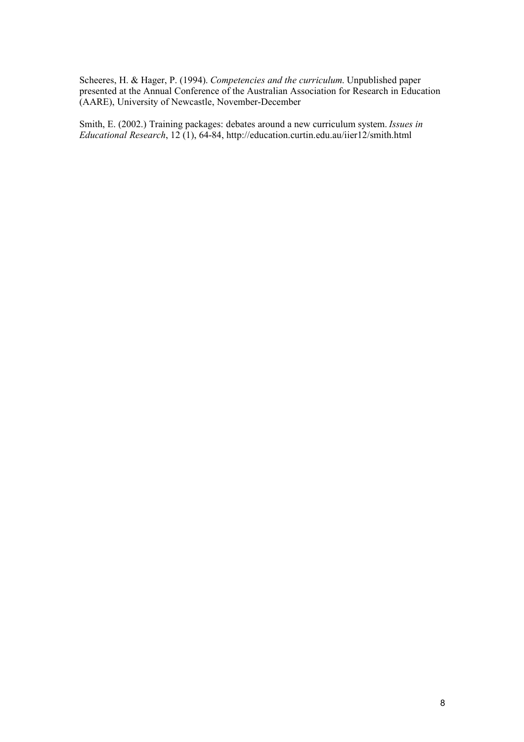Scheeres, H. & Hager, P. (1994). *Competencies and the curriculum.* Unpublished paper presented at the Annual Conference of the Australian Association for Research in Education (AARE), University of Newcastle, November-December

Smith, E. (2002.) Training packages: debates around a new curriculum system. *Issues in Educational Research*, 12 (1), 64-84, http://education.curtin.edu.au/iier12/smith.html